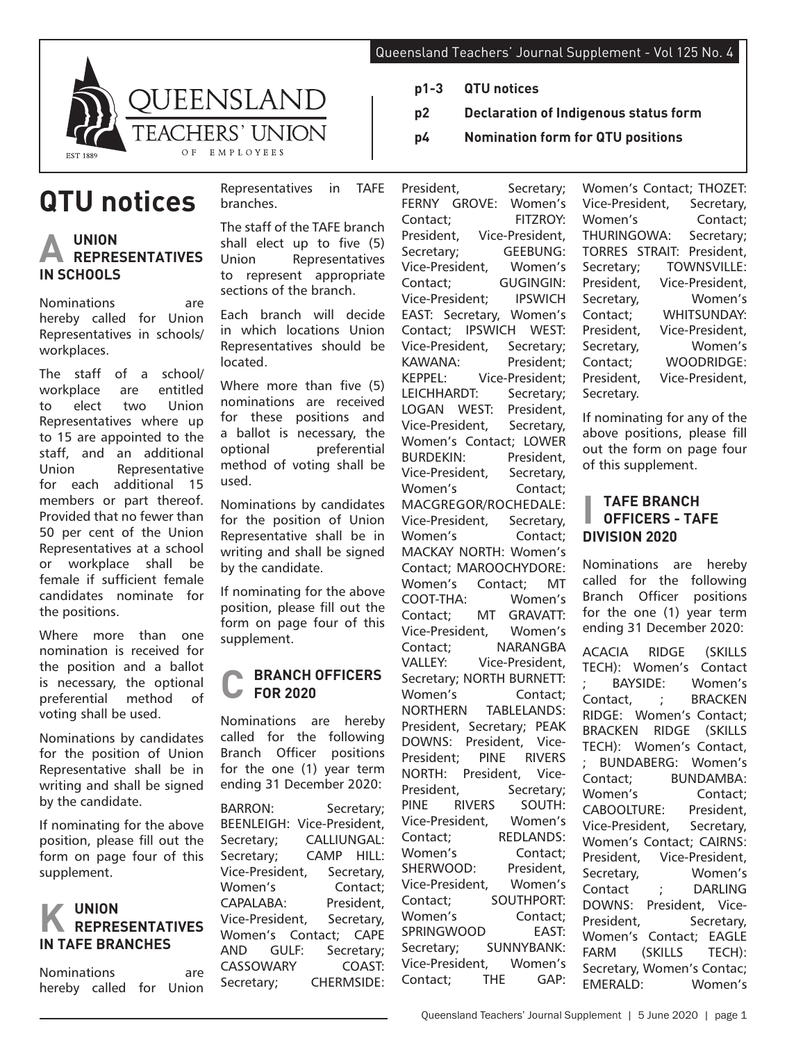# QUEENSLAND TEACHERS' UNION OF EMPLOYEES

EST 1889

- **p1-3 QTU notices**
- **p2 Declaration of Indigenous status form**
- **p4 Nomination form for QTU positions**

# QTU notices

## A UNION REPRESENTATIVES IN SCHOOLS

Nominations are hereby called for Union Representatives in schools/ workplaces.

The staff of a school/ workplace are entitled to elect two Union Representatives where up to 15 are appointed to the staff, and an additional Union Representative for each additional 15 members or part thereof. Provided that no fewer than 50 per cent of the Union Representatives at a school or workplace shall be female if sufficient female candidates nominate for the positions.

Where more than one nomination is received for the position and a ballot is necessary, the optional preferential method of voting shall be used.

Nominations by candidates for the position of Union Representative shall be in writing and shall be signed by the candidate.

If nominating for the above position, please fill out the form on page four of this supplement.

## K UNION REPRESENTATIVES IN TAFE BRANCHES

Nominations are hereby called for Union Representatives in TAFE branches.

The staff of the TAFE branch shall elect up to five (5) Union Representatives to represent appropriate sections of the branch.

Each branch will decide in which locations Union Representatives should be located.

Where more than five (5) nominations are received for these positions and a ballot is necessary, the optional preferential method of voting shall be used.

Nominations by candidates for the position of Union Representative shall be in writing and shall be signed by the candidate.

If nominating for the above position, please fill out the form on page four of this supplement.

## C BRANCH OFFICERS FOR 2020

Nominations are hereby called for the following Branch Officer positions for the one (1) year term ending 31 December 2020:

BARRON: Secretary; BEENLEIGH: Vice-President, Secretary; CALLIUNGAL: Secretary; CAMP HILL: Vice-President, Secretary, Women's Contact; CAPALABA: President, Vice-President, Secretary, Women's Contact; CAPE AND GULF: Secretary; CASSOWARY COAST: Secretary; CHERMSIDE: President, Secretary; FERNY GROVE: Women's Contact; FITZROY: President, Vice-President, Secretary; GEEBUNG: Vice-President, Women's Contact; GUGINGIN: Vice-President; IPSWICH EAST: Secretary, Women's Contact; IPSWICH WEST: Vice-President, Secretary; KAWANA: President; KEPPEL: Vice-President; LEICHHARDT: Secretary; LOGAN WEST: President, Vice-President, Secretary, Women's Contact; LOWER BURDEKIN: President, Vice-President, Secretary, Women's Contact; MACGREGOR/ROCHEDALE: Vice-President, Secretary, Women's Contact; MACKAY NORTH: Women's Contact; MAROOCHYDORE: Women's Contact; MT COOT-THA: Women's Contact; MT GRAVATT: Vice-President, Women's Contact; NARANGBA VALLEY: Vice-President, Secretary; NORTH BURNETT: Women's Contact; NORTHERN TABLELANDS: President, Secretary; PEAK DOWNS: President, Vice-President; PINE RIVERS NORTH: President, Vice-President, Secretary; PINE RIVERS SOUTH: Vice-President, Women's Contact; REDLANDS: Women's Contact; SHERWOOD: President, Vice-President, Women's Contact; SOUTHPORT: Women's Contact; SPRINGWOOD EAST: Secretary; SUNNYBANK: Vice-President, Women's Contact; THE GAP: Women's Contact; THOZET: Vice-President, Secretary, Women's Contact; THURINGOWA: Secretary; TORRES STRAIT: President, Secretary; TOWNSVILLE: President, Vice-President, Secretary, Women's Contact; WHITSUNDAY: President, Vice-President, Secretary, Women's Contact; WOODRIDGE: President, Vice-President, Secretary.

If nominating for any of the above positions, please fill out the form on page four of this supplement.

## I TAFE BRANCH OFFICERS - TAFE DIVISION 2020

Nominations are hereby called for the following Branch Officer positions for the one (1) year term ending 31 December 2020:

ACACIA RIDGE (SKILLS TECH): Women's Contact ; BAYSIDE: Women's Contact, ; BRACKEN RIDGE: Women's Contact; BRACKEN RIDGE (SKILLS TECH): Women's Contact, ; BUNDABERG: Women's Contact; BUNDAMBA: Women's Contact; CABOOLTURE: President, Vice-President, Secretary, Women's Contact; CAIRNS: President, Vice-President, Secretary, Women's Contact ; DARLING DOWNS: President, Vice-President, Secretary, Women's Contact; EAGLE FARM (SKILLS TECH): Secretary, Women's Contac; EMERALD: Women's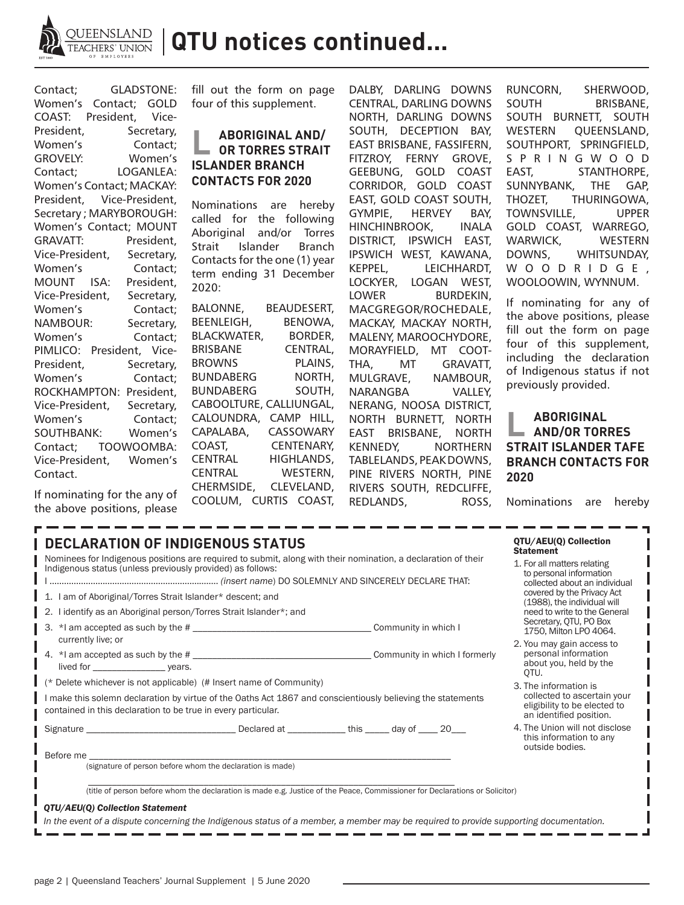Contact; GLADSTONE: Women's Contact; GOLD COAST: President, Vice-President, Secretary, Women's Contact; GROVELY: Women's Contact; LOGANLEA: Women's Contact; MACKAY: President, Vice-President, Secretary ; MARYBOROUGH: Women's Contact; MOUNT GRAVATT: President, Vice-President, Secretary, Women's Contact; MOUNT ISA: President, Vice-President, Secretary, Women's Contact; NAMBOUR: Secretary, Women's Contact; PIMLICO: President, Vice-President, Secretary, Women's Contact; ROCKHAMPTON: President, Vice-President, Secretary, Women's Contact; SOUTHBANK: Women's Contact; TOOWOOMBA: Vice-President, Women's Contact.

If nominating for the any of the above positions, please fill out the form on page four of this supplement.

## ABORIGINAL AND/ OR TORRES STRAIT ISLANDER BRANCH CONTACTS FOR 2020

Nominations are hereby called for the following Aboriginal and/or Torres Strait Islander Branch Contacts for the one (1) year term ending 31 December 2020:

BALONNE, BEAUDESERT, BEENLEIGH, BENOWA, BLACKWATER, BORDER, BRISBANE CENTRAL, BROWNS PLAINS, BUNDABERG NORTH, BUNDABERG SOUTH, CABOOLTURE, CALLIUNGAL, CALOUNDRA, CAMP HILL, CAPALABA, CASSOWARY COAST, CENTENARY, CENTRAL HIGHLANDS, CENTRAL WESTERN, CHERMSIDE, CLEVELAND, COOLUM, CURTIS COAST, DALBY, DARLING DOWNS CENTRAL, DARLING DOWNS NORTH, DARLING DOWNS SOUTH, DECEPTION BAY, EAST BRISBANE, FASSIFERN, FITZROY, FERNY GROVE, GEEBUNG, GOLD COAST CORRIDOR, GOLD COAST EAST, GOLD COAST SOUTH, GYMPIE, HERVEY BAY, HINCHINBROOK, INALA DISTRICT, IPSWICH EAST, IPSWICH WEST, KAWANA, KEPPEL, LEICHHARDT, LOCKYER, LOGAN WEST, LOWER BURDEKIN, MACGREGOR/ROCHEDALE, MACKAY, MACKAY NORTH, MALENY, MAROOCHYDORE, MORAYFIELD, MT COOT-THA, MT GRAVATT, MULGRAVE, NAMBOUR, NARANGBA VALLEY, NERANG, NOOSA DISTRICT, NORTH BURNETT, NORTH EAST BRISBANE, NORTH KENNEDY, NORTHERN TABLELANDS, PEAK DOWNS, PINE RIVERS NORTH, PINE RIVERS SOUTH, REDCLIFFE, REDLANDS, ROSS, RUNCORN, SHERWOOD, SOUTH BRISBANE, SOUTH BURNETT, SOUTH WESTERN QUEENSLAND, SOUTHPORT, SPRINGFIELD, SPRINGWOOD EAST, STANTHORPE, SUNNYBANK, THE GAP, THOZET, THURINGOWA, TOWNSVILLE, UPPER GOLD COAST, WARREGO, WARWICK, WESTERN DOWNS, WHITSUNDAY, WOODRIDGE, WOOLOOWIN, WYNNUM.

If nominating for any of the above positions, please fill out the form on page four of this supplement, including the declaration of Indigenous status if not previously provided.

## ABORIGINAL AND/OR TORRES STRAIT ISLANDER TAFE BRANCH CONTACTS FOR 2020

Nominations are hereby

---

## DECLARATION OF INDIGENOUS STATUS

Nominees for Indigenous positions are required to submit, along with their nomination, a declaration of their Indigenous status (unless previously provided) as follows:

I ........................................................................ *(insert name)* DO SOLEMNLY AND SINCERELY DECLARE THAT:

1. I am of Aboriginal/Torres Strait Islander* descent; and
2. I identify as an Aboriginal person/Torres Strait Islander*; and
3. *I am accepted as such by the # ____________________________________ Community in which I currently live; or
4. *I am accepted as such by the # ____________________________________ Community in which I formerly lived for ______________ years.

(* Delete whichever is not applicable) (# Insert name of Community)

I make this solemn declaration by virtue of the Oaths Act 1867 and conscientiously believing the statements contained in this declaration to be true in every particular.

Signature ____________________________ Declared at ___________ this _____ day of ____ 20___

Before me ____________________________________________________________________________
(signature of person before whom the declaration is made)

______________________________________________________________________________
(title of person before whom the declaration is made e.g. Justice of the Peace, Commissioner for Declarations or Solicitor)

***QTU/AEU(Q) Collection Statement***

*In the event of a dispute concerning the Indigenous status of a member, a member may be required to provide supporting documentation.*

**QTU/AEU(Q) Collection Statement**

1. For all matters relating to personal information collected about an individual covered by the Privacy Act (1988), the individual will need to write to the General Secretary, QTU, PO Box 1750, Milton LPO 4064.
2. You may gain access to personal information about you, held by the QTU.
3. The information is collected to ascertain your eligibility to be elected to an identified position.
4. The Union will not disclose this information to any outside bodies.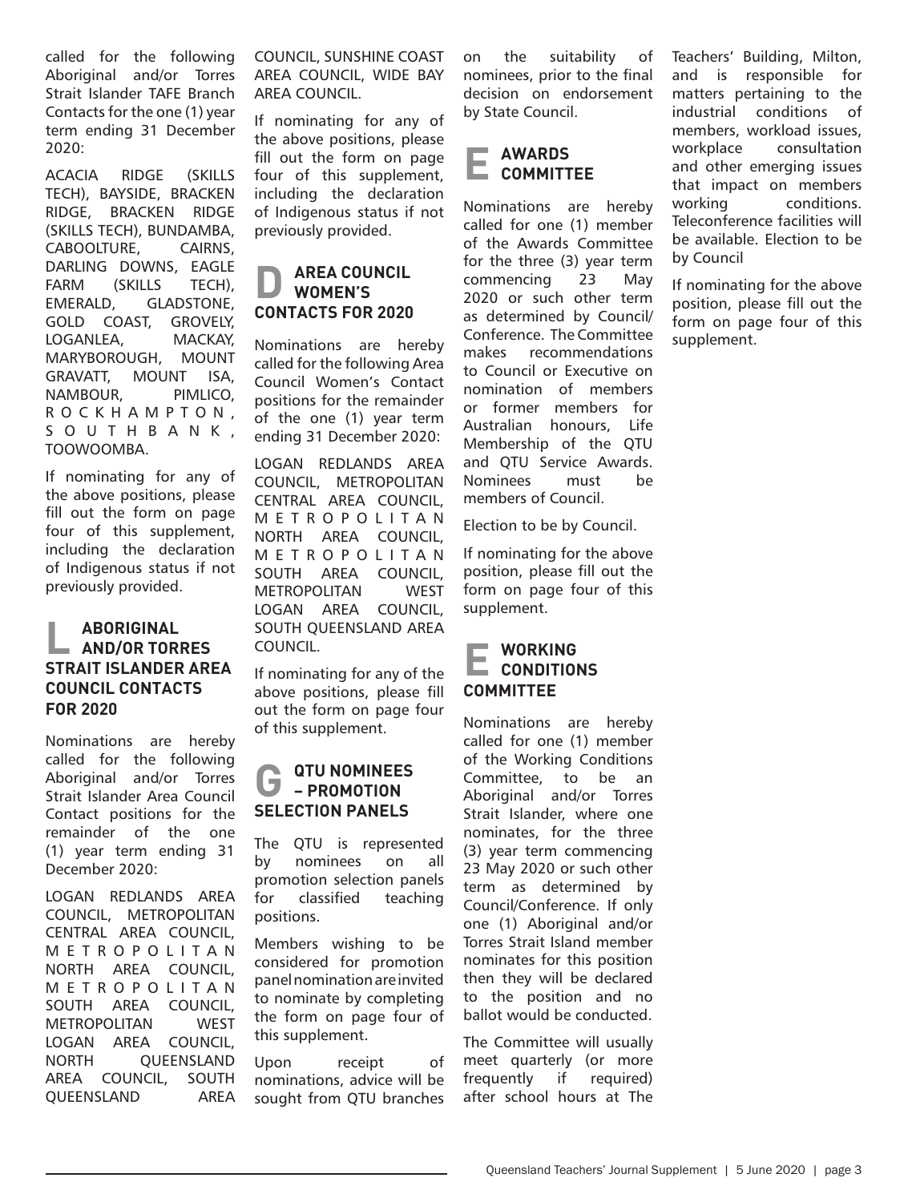called for the following Aboriginal and/or Torres Strait Islander TAFE Branch Contacts for the one (1) year term ending 31 December 2020:

ACACIA RIDGE (SKILLS TECH), BAYSIDE, BRACKEN RIDGE, BRACKEN RIDGE (SKILLS TECH), BUNDAMBA, CABOOLTURE, CAIRNS, DARLING DOWNS, EAGLE FARM (SKILLS TECH), EMERALD, GLADSTONE, GOLD COAST, GROVELY, LOGANLEA, MACKAY, MARYBOROUGH, MOUNT GRAVATT, MOUNT ISA, NAMBOUR, PIMLICO, ROCKHAMPTON, SOUTHBANK, TOOWOOMBA.

If nominating for any of the above positions, please fill out the form on page four of this supplement, including the declaration of Indigenous status if not previously provided.

## L ABORIGINAL AND/OR TORRES STRAIT ISLANDER AREA COUNCIL CONTACTS FOR 2020

Nominations are hereby called for the following Aboriginal and/or Torres Strait Islander Area Council Contact positions for the remainder of the one (1) year term ending 31 December 2020:

LOGAN REDLANDS AREA COUNCIL, METROPOLITAN CENTRAL AREA COUNCIL, METROPOLITAN NORTH AREA COUNCIL, METROPOLITAN SOUTH AREA COUNCIL, METROPOLITAN WEST LOGAN AREA COUNCIL, NORTH QUEENSLAND AREA COUNCIL, SOUTH QUEENSLAND AREA COUNCIL, SUNSHINE COAST AREA COUNCIL, WIDE BAY AREA COUNCIL.

If nominating for any of the above positions, please fill out the form on page four of this supplement, including the declaration of Indigenous status if not previously provided.

## D AREA COUNCIL WOMEN'S CONTACTS FOR 2020

Nominations are hereby called for the following Area Council Women's Contact positions for the remainder of the one (1) year term ending 31 December 2020:

LOGAN REDLANDS AREA COUNCIL, METROPOLITAN CENTRAL AREA COUNCIL, METROPOLITAN NORTH AREA COUNCIL, METROPOLITAN SOUTH AREA COUNCIL, METROPOLITAN WEST LOGAN AREA COUNCIL, SOUTH QUEENSLAND AREA COUNCIL.

If nominating for any of the above positions, please fill out the form on page four of this supplement.

## G QTU NOMINEES – PROMOTION SELECTION PANELS

The QTU is represented by nominees on all promotion selection panels for classified teaching positions.

Members wishing to be considered for promotion panel nomination are invited to nominate by completing the form on page four of this supplement.

Upon receipt of nominations, advice will be sought from QTU branches on the suitability of nominees, prior to the final decision on endorsement by State Council.

## E AWARDS COMMITTEE

Nominations are hereby called for one (1) member of the Awards Committee for the three (3) year term commencing 23 May 2020 or such other term as determined by Council/Conference. The Committee makes recommendations to Council or Executive on nomination of members or former members for Australian honours, Life Membership of the QTU and QTU Service Awards. Nominees must be members of Council.

Election to be by Council.

If nominating for the above position, please fill out the form on page four of this supplement.

## E WORKING CONDITIONS COMMITTEE

Nominations are hereby called for one (1) member of the Working Conditions Committee, to be an Aboriginal and/or Torres Strait Islander, where one nominates, for the three (3) year term commencing 23 May 2020 or such other term as determined by Council/Conference. If only one (1) Aboriginal and/or Torres Strait Island member nominates for this position then they will be declared to the position and no ballot would be conducted.

The Committee will usually meet quarterly (or more frequently if required) after school hours at The Teachers' Building, Milton, and is responsible for matters pertaining to the industrial conditions of members, workload issues, workplace consultation and other emerging issues that impact on members working conditions. Teleconference facilities will be available. Election to be by Council

If nominating for the above position, please fill out the form on page four of this supplement.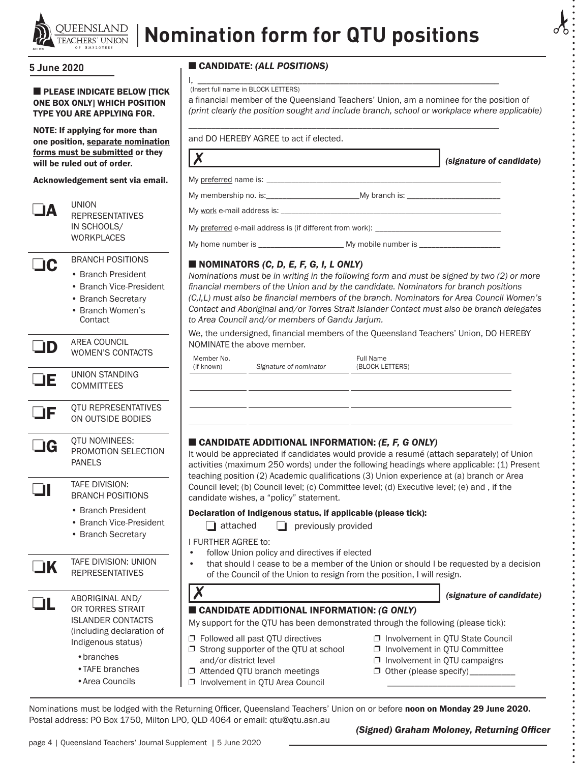# Nomination form for QTU positions

**5 June 2020**

■ **PLEASE INDICATE BELOW [TICK ONE BOX ONLY] WHICH POSITION TYPE YOU ARE APPLYING FOR.**

**NOTE: If applying for more than one position, separate nomination forms must be submitted or they will be ruled out of order.**

**Acknowledgement sent via email.**

❑ **A** UNION REPRESENTATIVES IN SCHOOLS/ WORKPLACES

❑ **C** BRANCH POSITIONS
- Branch President
- Branch Vice-President
- Branch Secretary
- Branch Women's Contact

❑ **D** AREA COUNCIL WOMEN'S CONTACTS

❑ **E** UNION STANDING COMMITTEES

❑ **F** QTU REPRESENTATIVES ON OUTSIDE BODIES

❑ **G** QTU NOMINEES: PROMOTION SELECTION PANELS

❑ **I** TAFE DIVISION: BRANCH POSITIONS
- Branch President
- Branch Vice-President
- Branch Secretary

❑ **K** TAFE DIVISION: UNION REPRESENTATIVES

❑ **L** ABORIGINAL AND/ OR TORRES STRAIT ISLANDER CONTACTS (including declaration of Indigenous status)
- branches
- TAFE branches
- Area Councils

## ■ CANDIDATE: *(ALL POSITIONS)*

I, ____________________________________________________________
(Insert full name in BLOCK LETTERS)

a financial member of the Queensland Teachers' Union, am a nominee for the position of *(print clearly the position sought and include branch, school or workplace where applicable)*

____________________________________________________________

and DO HEREBY AGREE to act if elected.

✗ ____________________ *(signature of candidate)*

My preferred name is: ____________________________________________

My membership no. is: ______________________ My branch is: ______________________

My work e-mail address is: ____________________________________________

My preferred e-mail address is (if different from work): ______________________________

My home number is ____________________ My mobile number is ____________________

## ■ NOMINATORS *(C, D, E, F, G, I, L ONLY)*

*Nominations must be in writing in the following form and must be signed by two (2) or more financial members of the Union and by the candidate. Nominators for branch positions (C,I,L) must also be financial members of the branch. Nominators for Area Council Women's Contact and Aboriginal and/or Torres Strait Islander Contact must also be branch delegates to Area Council and/or members of Gandu Jarjum.*

We, the undersigned, financial members of the Queensland Teachers' Union, DO HEREBY NOMINATE the above member.

| Member No. (if known) | *Signature of nominator* | Full Name (BLOCK LETTERS) |
|---|---|---|
| | | |
| | | |
| | | |

## ■ CANDIDATE ADDITIONAL INFORMATION: *(E, F, G ONLY)*

It would be appreciated if candidates would provide a resumé (attach separately) of Union activities (maximum 250 words) under the following headings where applicable: (1) Present teaching position (2) Academic qualifications (3) Union experience at (a) branch or Area Council level; (b) Council level; (c) Committee level; (d) Executive level; (e) and , if the candidate wishes, a "policy" statement.

**Declaration of Indigenous status, if applicable (please tick):**

❑ attached ❑ previously provided

I FURTHER AGREE to:
- follow Union policy and directives if elected
- that should I cease to be a member of the Union or should I be requested by a decision of the Council of the Union to resign from the position, I will resign.

✗ ____________________ *(signature of candidate)*

## ■ CANDIDATE ADDITIONAL INFORMATION: *(G ONLY)*

My support for the QTU has been demonstrated through the following (please tick):

- ❑ Followed all past QTU directives
- ❑ Strong supporter of the QTU at school and/or district level
- ❑ Attended QTU branch meetings
- ❑ Involvement in QTU Area Council
- ❑ Involvement in QTU State Council
- ❑ Involvement in QTU Committee
- ❑ Involvement in QTU campaigns
- ❑ Other (please specify) ____________________

Nominations must be lodged with the Returning Officer, Queensland Teachers' Union on or before **noon on Monday 29 June 2020.** Postal address: PO Box 1750, Milton LPO, QLD 4064 or email: qtu@qtu.asn.au

*(Signed) Graham Moloney, Returning Officer*